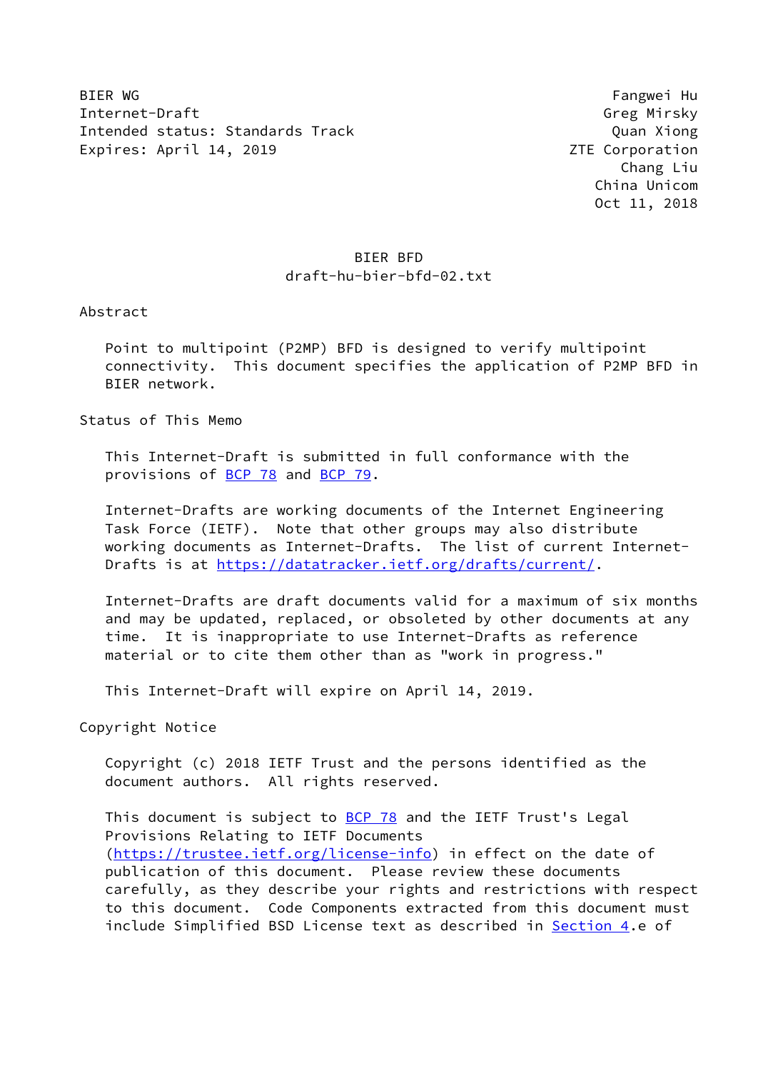BIER WG  
Internet-Draft  
Intended status: Standards Track  
Expires: April 14, 2019

Fangwei Hu  
Greg Mirsky  
Quan Xiong  
ZTE Corporation  
Chang Liu  
China Unicom  
Oct 11, 2018

# BIER BFD
draft-hu-bier-bfd-02.txt

## Abstract

Point to multipoint (P2MP) BFD is designed to verify multipoint connectivity. This document specifies the application of P2MP BFD in BIER network.

## Status of This Memo

This Internet-Draft is submitted in full conformance with the provisions of BCP 78 and BCP 79.

Internet-Drafts are working documents of the Internet Engineering Task Force (IETF). Note that other groups may also distribute working documents as Internet-Drafts. The list of current Internet-Drafts is at https://datatracker.ietf.org/drafts/current/.

Internet-Drafts are draft documents valid for a maximum of six months and may be updated, replaced, or obsoleted by other documents at any time. It is inappropriate to use Internet-Drafts as reference material or to cite them other than as "work in progress."

This Internet-Draft will expire on April 14, 2019.

## Copyright Notice

Copyright (c) 2018 IETF Trust and the persons identified as the document authors. All rights reserved.

This document is subject to BCP 78 and the IETF Trust's Legal Provisions Relating to IETF Documents (https://trustee.ietf.org/license-info) in effect on the date of publication of this document. Please review these documents carefully, as they describe your rights and restrictions with respect to this document. Code Components extracted from this document must include Simplified BSD License text as described in Section 4.e of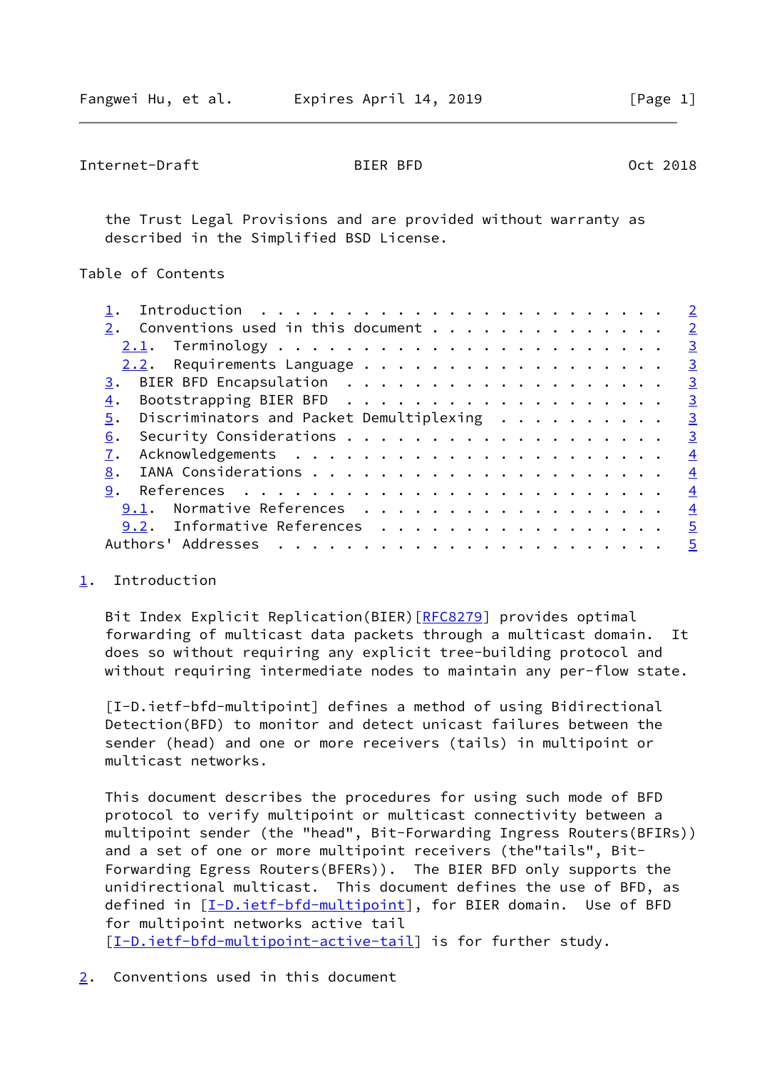the Trust Legal Provisions and are provided without warranty as described in the Simplified BSD License.

## Table of Contents

- 1. Introduction . . . . . . . . . . . . . . . . . . . . . . . . 2
- 2. Conventions used in this document . . . . . . . . . . . . . . 2
  - 2.1. Terminology . . . . . . . . . . . . . . . . . . . . . . . 3
  - 2.2. Requirements Language . . . . . . . . . . . . . . . . . . 3
- 3. BIER BFD Encapsulation . . . . . . . . . . . . . . . . . . . 3
- 4. Bootstrapping BIER BFD . . . . . . . . . . . . . . . . . . . 3
- 5. Discriminators and Packet Demultiplexing . . . . . . . . . . 3
- 6. Security Considerations . . . . . . . . . . . . . . . . . . . 3
- 7. Acknowledgements . . . . . . . . . . . . . . . . . . . . . . 4
- 8. IANA Considerations . . . . . . . . . . . . . . . . . . . . . 4
- 9. References . . . . . . . . . . . . . . . . . . . . . . . . . 4
  - 9.1. Normative References . . . . . . . . . . . . . . . . . . 4
  - 9.2. Informative References . . . . . . . . . . . . . . . . . 5
- Authors' Addresses . . . . . . . . . . . . . . . . . . . . . . . 5

## 1. Introduction

Bit Index Explicit Replication(BIER)[RFC8279] provides optimal forwarding of multicast data packets through a multicast domain. It does so without requiring any explicit tree-building protocol and without requiring intermediate nodes to maintain any per-flow state.

[I-D.ietf-bfd-multipoint] defines a method of using Bidirectional Detection(BFD) to monitor and detect unicast failures between the sender (head) and one or more receivers (tails) in multipoint or multicast networks.

This document describes the procedures for using such mode of BFD protocol to verify multipoint or multicast connectivity between a multipoint sender (the "head", Bit-Forwarding Ingress Routers(BFIRs)) and a set of one or more multipoint receivers (the"tails", Bit-Forwarding Egress Routers(BFERs)). The BIER BFD only supports the unidirectional multicast. This document defines the use of BFD, as defined in [I-D.ietf-bfd-multipoint], for BIER domain. Use of BFD for multipoint networks active tail [I-D.ietf-bfd-multipoint-active-tail] is for further study.

## 2. Conventions used in this document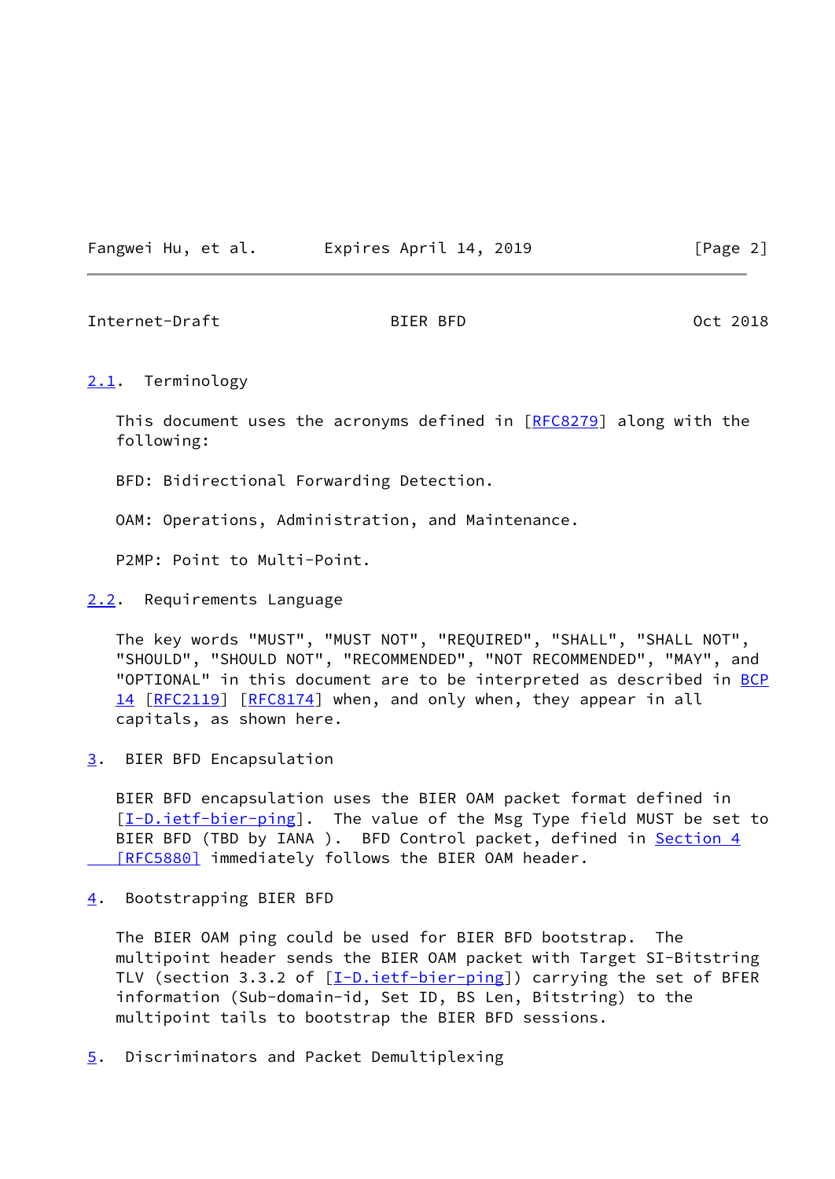## 2.1. Terminology

This document uses the acronyms defined in [RFC8279] along with the following:

BFD: Bidirectional Forwarding Detection.

OAM: Operations, Administration, and Maintenance.

P2MP: Point to Multi-Point.

## 2.2. Requirements Language

The key words "MUST", "MUST NOT", "REQUIRED", "SHALL", "SHALL NOT", "SHOULD", "SHOULD NOT", "RECOMMENDED", "NOT RECOMMENDED", "MAY", and "OPTIONAL" in this document are to be interpreted as described in BCP 14 [RFC2119] [RFC8174] when, and only when, they appear in all capitals, as shown here.

# 3. BIER BFD Encapsulation

BIER BFD encapsulation uses the BIER OAM packet format defined in [I-D.ietf-bier-ping]. The value of the Msg Type field MUST be set to BIER BFD (TBD by IANA ). BFD Control packet, defined in Section 4 [RFC5880] immediately follows the BIER OAM header.

# 4. Bootstrapping BIER BFD

The BIER OAM ping could be used for BIER BFD bootstrap. The multipoint header sends the BIER OAM packet with Target SI-Bitstring TLV (section 3.3.2 of [I-D.ietf-bier-ping]) carrying the set of BFER information (Sub-domain-id, Set ID, BS Len, Bitstring) to the multipoint tails to bootstrap the BIER BFD sessions.

# 5. Discriminators and Packet Demultiplexing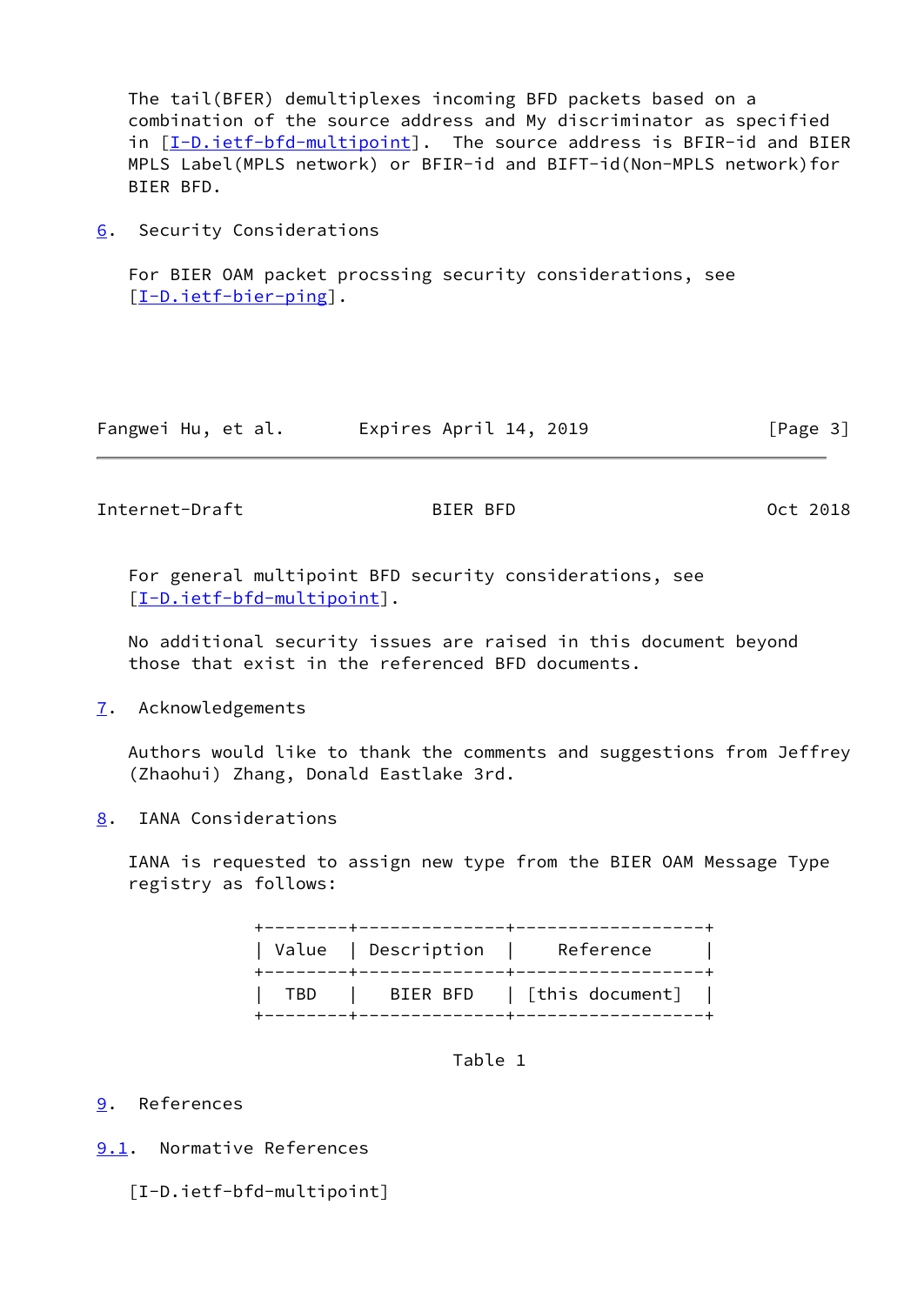The tail(BFER) demultiplexes incoming BFD packets based on a combination of the source address and My discriminator as specified in [I-D.ietf-bfd-multipoint]. The source address is BFIR-id and BIER MPLS Label(MPLS network) or BFIR-id and BIFT-id(Non-MPLS network)for BIER BFD.

## 6. Security Considerations

For BIER OAM packet procssing security considerations, see [I-D.ietf-bier-ping].

For general multipoint BFD security considerations, see [I-D.ietf-bfd-multipoint].

No additional security issues are raised in this document beyond those that exist in the referenced BFD documents.

## 7. Acknowledgements

Authors would like to thank the comments and suggestions from Jeffrey (Zhaohui) Zhang, Donald Eastlake 3rd.

## 8. IANA Considerations

IANA is requested to assign new type from the BIER OAM Message Type registry as follows:

| Value | Description | Reference |
| --- | --- | --- |
| TBD | BIER BFD | [this document] |

Table 1

## 9. References

### 9.1. Normative References

[I-D.ietf-bfd-multipoint]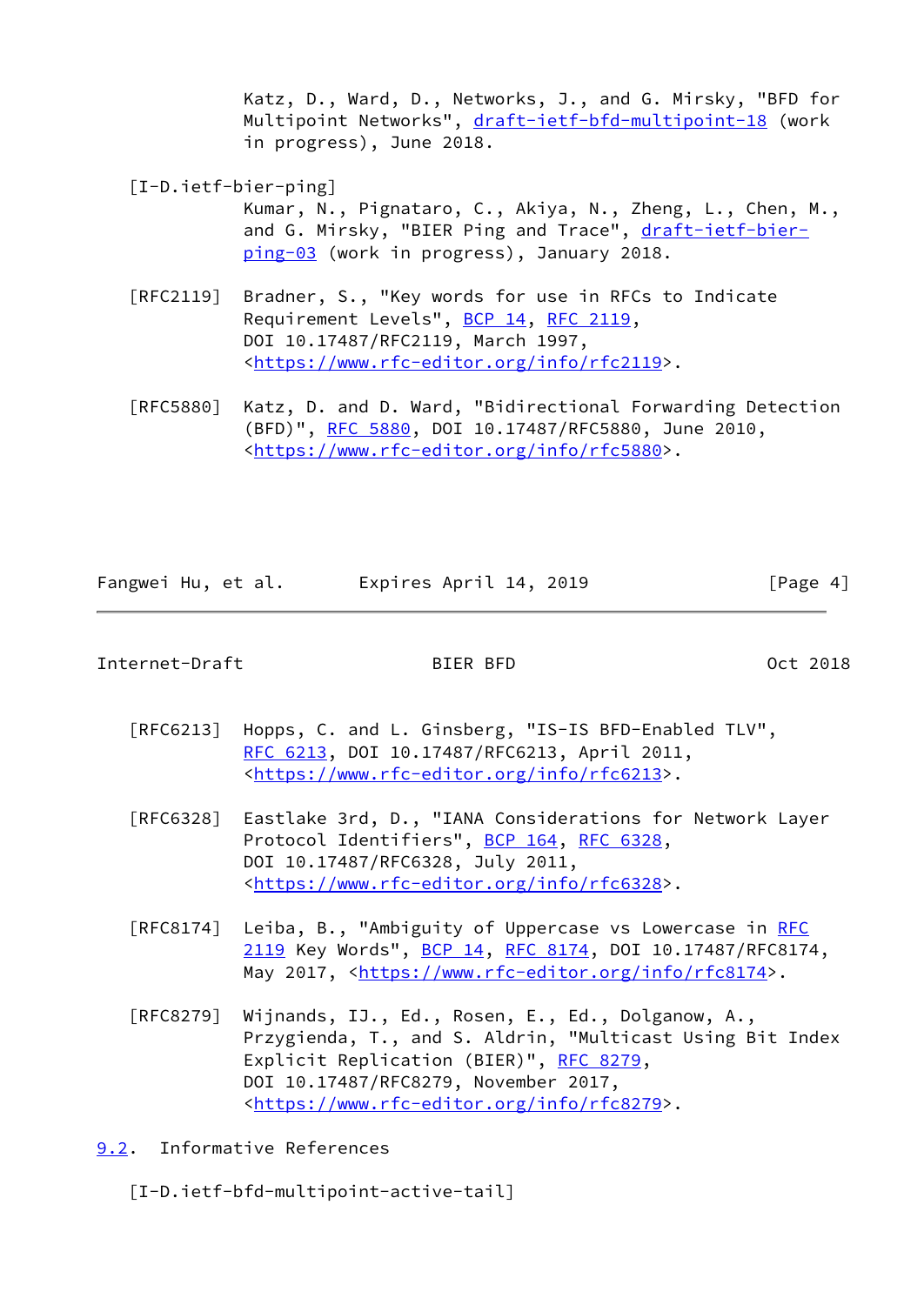Katz, D., Ward, D., Networks, J., and G. Mirsky, "BFD for Multipoint Networks", draft-ietf-bfd-multipoint-18 (work in progress), June 2018.

[I-D.ietf-bier-ping]
Kumar, N., Pignataro, C., Akiya, N., Zheng, L., Chen, M., and G. Mirsky, "BIER Ping and Trace", draft-ietf-bier-ping-03 (work in progress), January 2018.

[RFC2119] Bradner, S., "Key words for use in RFCs to Indicate Requirement Levels", BCP 14, RFC 2119, DOI 10.17487/RFC2119, March 1997, <https://www.rfc-editor.org/info/rfc2119>.

[RFC5880] Katz, D. and D. Ward, "Bidirectional Forwarding Detection (BFD)", RFC 5880, DOI 10.17487/RFC5880, June 2010, <https://www.rfc-editor.org/info/rfc5880>.

[RFC6213] Hopps, C. and L. Ginsberg, "IS-IS BFD-Enabled TLV", RFC 6213, DOI 10.17487/RFC6213, April 2011, <https://www.rfc-editor.org/info/rfc6213>.

[RFC6328] Eastlake 3rd, D., "IANA Considerations for Network Layer Protocol Identifiers", BCP 164, RFC 6328, DOI 10.17487/RFC6328, July 2011, <https://www.rfc-editor.org/info/rfc6328>.

[RFC8174] Leiba, B., "Ambiguity of Uppercase vs Lowercase in RFC 2119 Key Words", BCP 14, RFC 8174, DOI 10.17487/RFC8174, May 2017, <https://www.rfc-editor.org/info/rfc8174>.

[RFC8279] Wijnands, IJ., Ed., Rosen, E., Ed., Dolganow, A., Przygienda, T., and S. Aldrin, "Multicast Using Bit Index Explicit Replication (BIER)", RFC 8279, DOI 10.17487/RFC8279, November 2017, <https://www.rfc-editor.org/info/rfc8279>.

## 9.2. Informative References

[I-D.ietf-bfd-multipoint-active-tail]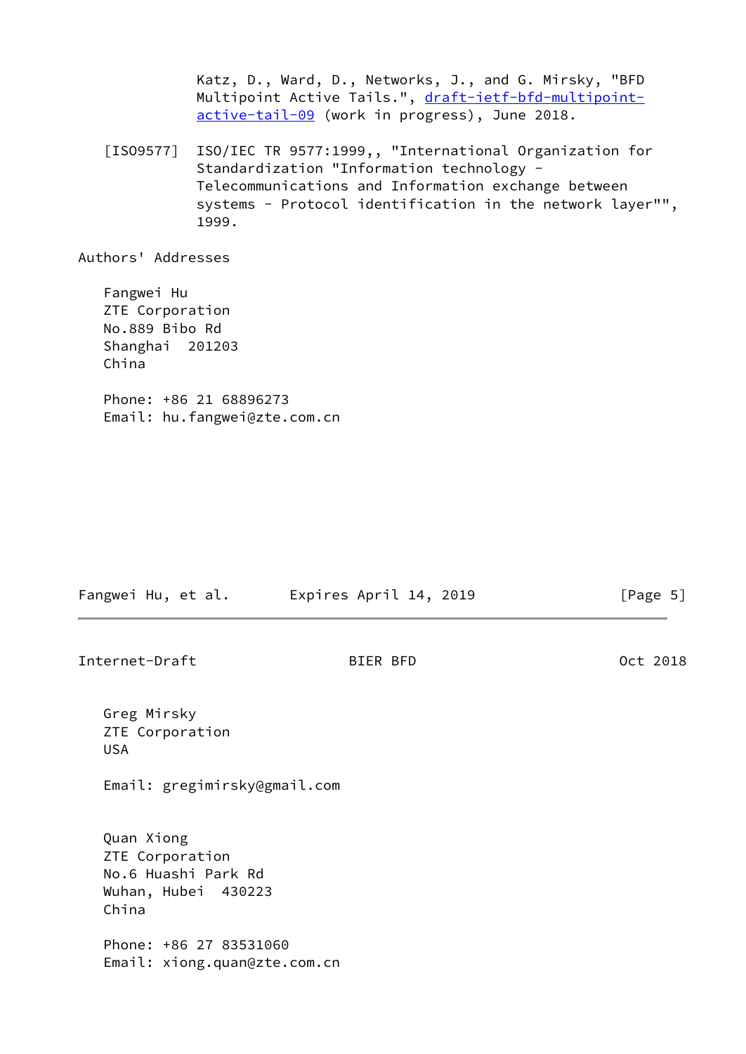Katz, D., Ward, D., Networks, J., and G. Mirsky, "BFD Multipoint Active Tails.", draft-ietf-bfd-multipoint-active-tail-09 (work in progress), June 2018.

[ISO9577] ISO/IEC TR 9577:1999,, "International Organization for Standardization "Information technology - Telecommunications and Information exchange between systems - Protocol identification in the network layer"", 1999.

## Authors' Addresses

Fangwei Hu
ZTE Corporation
No.889 Bibo Rd
Shanghai 201203
China

Phone: +86 21 68896273
Email: hu.fangwei@zte.com.cn

Greg Mirsky
ZTE Corporation
USA

Email: gregimirsky@gmail.com

Quan Xiong
ZTE Corporation
No.6 Huashi Park Rd
Wuhan, Hubei 430223
China

Phone: +86 27 83531060
Email: xiong.quan@zte.com.cn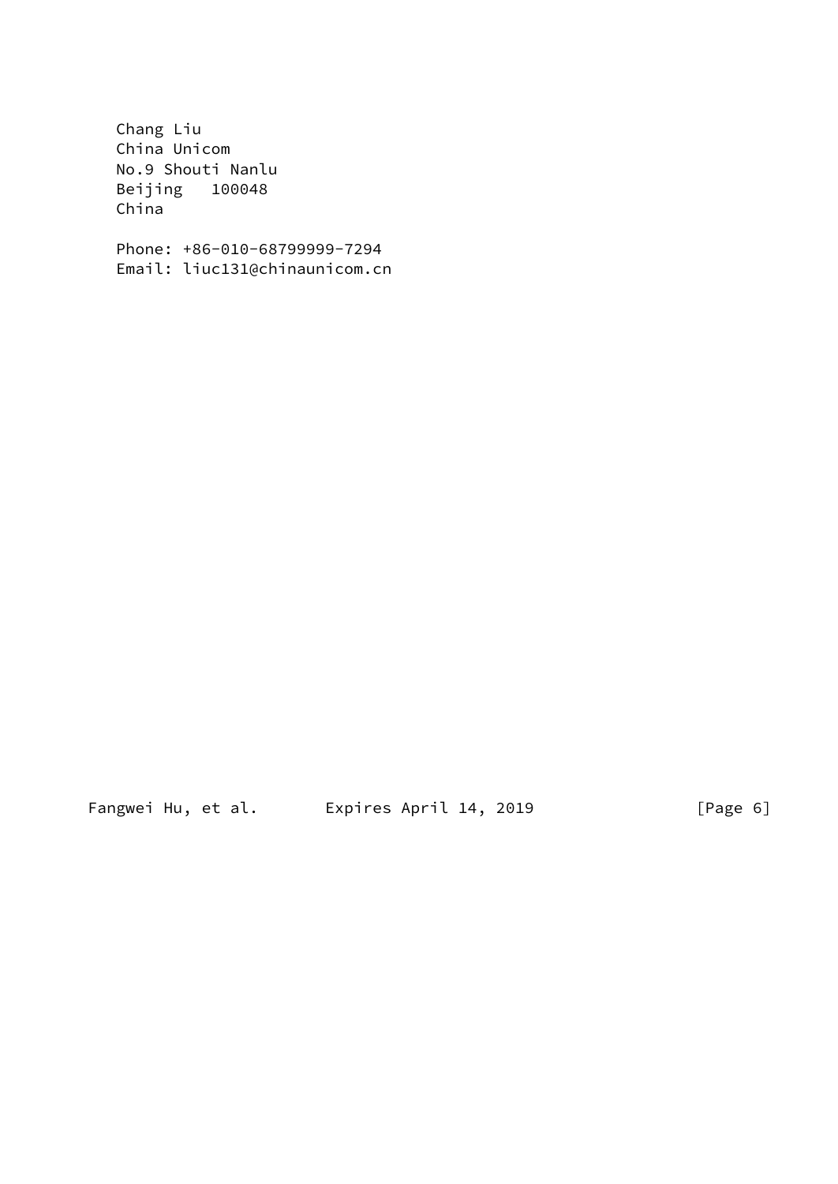Chang Liu
China Unicom
No.9 Shouti Nanlu
Beijing   100048
China

Phone: +86-010-68799999-7294
Email: liuc131@chinaunicom.cn